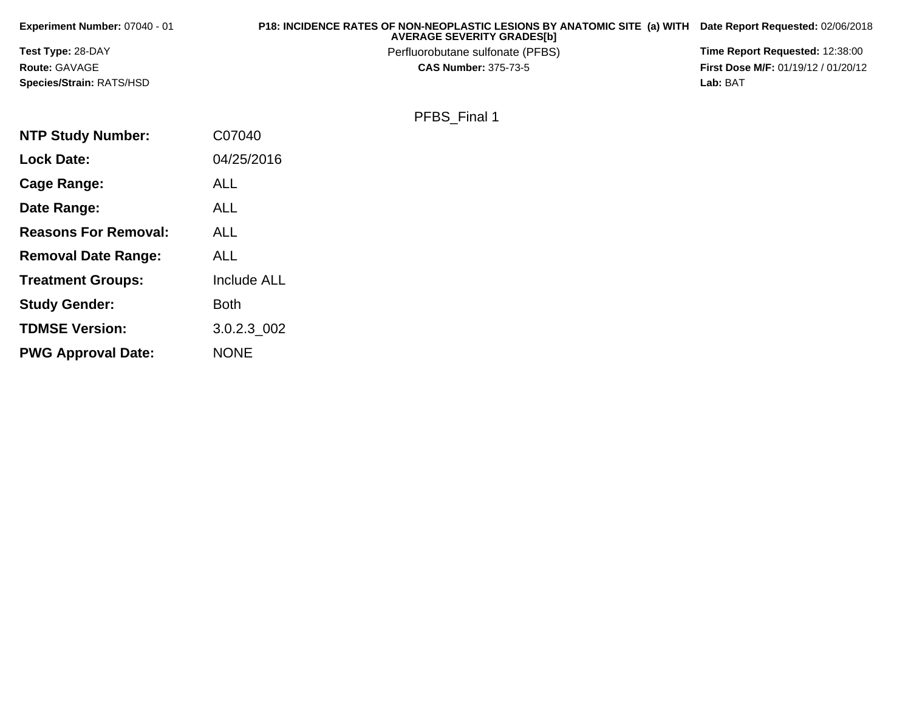**Experiment Number:** 07040 - 01

**Test Type:** 28-DAY

**Route:** GAVAGE

**Species/Strain:** RATS/HSD

**P18: INCIDENCE RATES OF NON-NEOPLASTIC LESIONS BY ANATOMIC SITE (a) WITH AVERAGE SEVERITY GRADES[b]**

Perfluorobutane sulfonate (PFBS)

**CAS Number:** 375-73-5

**Date Report Requested:** 02/06/2018

**Time Report Requested:** 12:38:00

**First Dose M/F:** 01/19/12 / 01/20/12

**Lab:** BAT

PFBS_Final 1

| | |
|---|---|
| **NTP Study Number:** | C07040 |
| **Lock Date:** | 04/25/2016 |
| **Cage Range:** | ALL |
| **Date Range:** | ALL |
| **Reasons For Removal:** | ALL |
| **Removal Date Range:** | ALL |
| **Treatment Groups:** | Include ALL |
| **Study Gender:** | Both |
| **TDMSE Version:** | 3.0.2.3_002 |
| **PWG Approval Date:** | NONE |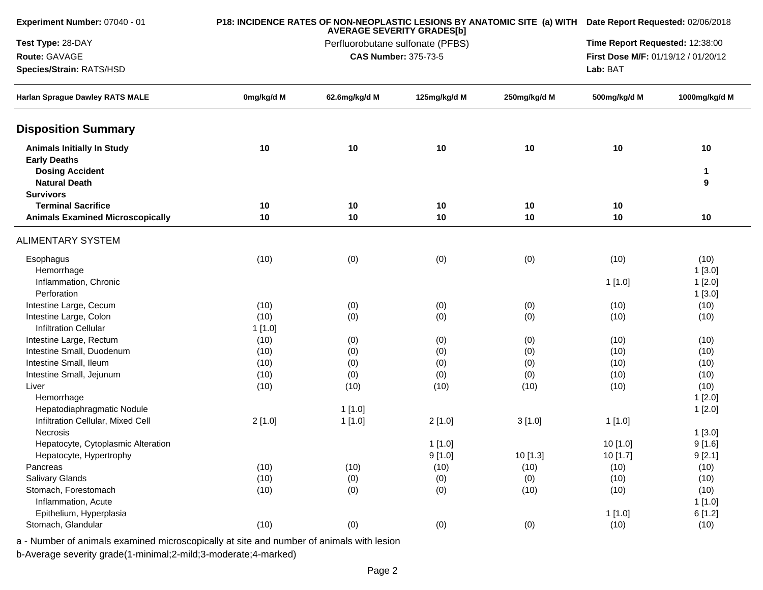**Experiment Number:** 07040 - 01
**Test Type:** 28-DAY
**Route:** GAVAGE
**Species/Strain:** RATS/HSD

**P18: INCIDENCE RATES OF NON-NEOPLASTIC LESIONS BY ANATOMIC SITE (a) WITH AVERAGE SEVERITY GRADES[b]**
Perfluorobutane sulfonate (PFBS)
**CAS Number:** 375-73-5

**Date Report Requested:** 02/06/2018
**Time Report Requested:** 12:38:00
**First Dose M/F:** 01/19/12 / 01/20/12
**Lab:** BAT

| Harlan Sprague Dawley RATS MALE | 0mg/kg/d M | 62.6mg/kg/d M | 125mg/kg/d M | 250mg/kg/d M | 500mg/kg/d M | 1000mg/kg/d M |
|---|---|---|---|---|---|---|
| **Disposition Summary** | | | | | | |
| **Animals Initially In Study** | **10** | **10** | **10** | **10** | **10** | **10** |
| **Early Deaths** | | | | | | |
| **Dosing Accident** | | | | | | **1** |
| **Natural Death** | | | | | | **9** |
| **Survivors** | | | | | | |
| **Terminal Sacrifice** | **10** | **10** | **10** | **10** | **10** | |
| **Animals Examined Microscopically** | **10** | **10** | **10** | **10** | **10** | **10** |
| ALIMENTARY SYSTEM | | | | | | |
| Esophagus | (10) | (0) | (0) | (0) | (10) | (10) |
| Hemorrhage | | | | | | 1 [3.0] |
| Inflammation, Chronic | | | | | 1 [1.0] | 1 [2.0] |
| Perforation | | | | | | 1 [3.0] |
| Intestine Large, Cecum | (10) | (0) | (0) | (0) | (10) | (10) |
| Intestine Large, Colon | (10) | (0) | (0) | (0) | (10) | (10) |
| Infiltration Cellular | 1 [1.0] | | | | | |
| Intestine Large, Rectum | (10) | (0) | (0) | (0) | (10) | (10) |
| Intestine Small, Duodenum | (10) | (0) | (0) | (0) | (10) | (10) |
| Intestine Small, Ileum | (10) | (0) | (0) | (0) | (10) | (10) |
| Intestine Small, Jejunum | (10) | (0) | (0) | (0) | (10) | (10) |
| Liver | (10) | (10) | (10) | (10) | (10) | (10) |
| Hemorrhage | | | | | | 1 [2.0] |
| Hepatodiaphragmatic Nodule | | 1 [1.0] | | | | 1 [2.0] |
| Infiltration Cellular, Mixed Cell | 2 [1.0] | 1 [1.0] | 2 [1.0] | 3 [1.0] | 1 [1.0] | |
| Necrosis | | | | | | 1 [3.0] |
| Hepatocyte, Cytoplasmic Alteration | | | 1 [1.0] | | 10 [1.0] | 9 [1.6] |
| Hepatocyte, Hypertrophy | | | 9 [1.0] | 10 [1.3] | 10 [1.7] | 9 [2.1] |
| Pancreas | (10) | (10) | (10) | (10) | (10) | (10) |
| Salivary Glands | (10) | (0) | (0) | (0) | (10) | (10) |
| Stomach, Forestomach | (10) | (0) | (0) | (10) | (10) | (10) |
| Inflammation, Acute | | | | | | 1 [1.0] |
| Epithelium, Hyperplasia | | | | | 1 [1.0] | 6 [1.2] |
| Stomach, Glandular | (10) | (0) | (0) | (0) | (10) | (10) |

a - Number of animals examined microscopically at site and number of animals with lesion
b-Average severity grade(1-minimal;2-mild;3-moderate;4-marked)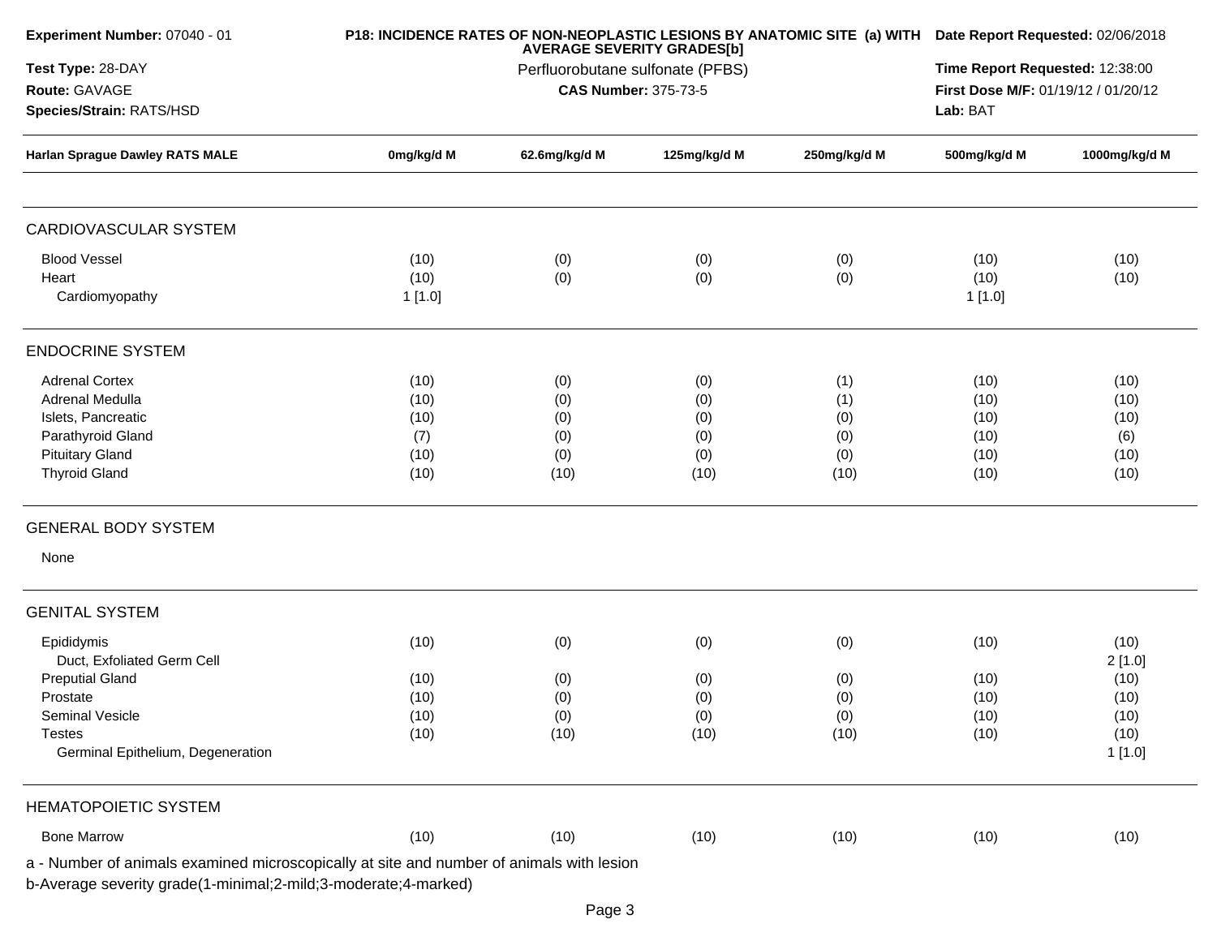**Experiment Number:** 07040 - 01

**Test Type:** 28-DAY

**Route:** GAVAGE

**Species/Strain:** RATS/HSD

**P18: INCIDENCE RATES OF NON-NEOPLASTIC LESIONS BY ANATOMIC SITE (a) WITH AVERAGE SEVERITY GRADES[b]**

Perfluorobutane sulfonate (PFBS)

**CAS Number:** 375-73-5

**Date Report Requested:** 02/06/2018

**Time Report Requested:** 12:38:00

**First Dose M/F:** 01/19/12 / 01/20/12

**Lab:** BAT

| Harlan Sprague Dawley RATS MALE | 0mg/kg/d M | 62.6mg/kg/d M | 125mg/kg/d M | 250mg/kg/d M | 500mg/kg/d M | 1000mg/kg/d M |
|---|---|---|---|---|---|---|
| **CARDIOVASCULAR SYSTEM** | | | | | | |
| Blood Vessel | (10) | (0) | (0) | (0) | (10) | (10) |
| Heart | (10) | (0) | (0) | (0) | (10) | (10) |
| Cardiomyopathy | 1 [1.0] | | | | 1 [1.0] | |
| **ENDOCRINE SYSTEM** | | | | | | |
| Adrenal Cortex | (10) | (0) | (0) | (1) | (10) | (10) |
| Adrenal Medulla | (10) | (0) | (0) | (1) | (10) | (10) |
| Islets, Pancreatic | (10) | (0) | (0) | (0) | (10) | (10) |
| Parathyroid Gland | (7) | (0) | (0) | (0) | (10) | (6) |
| Pituitary Gland | (10) | (0) | (0) | (0) | (10) | (10) |
| Thyroid Gland | (10) | (10) | (10) | (10) | (10) | (10) |
| **GENERAL BODY SYSTEM** | | | | | | |
| None | | | | | | |
| **GENITAL SYSTEM** | | | | | | |
| Epididymis | (10) | (0) | (0) | (0) | (10) | (10) |
| Duct, Exfoliated Germ Cell | | | | | | 2 [1.0] |
| Preputial Gland | (10) | (0) | (0) | (0) | (10) | (10) |
| Prostate | (10) | (0) | (0) | (0) | (10) | (10) |
| Seminal Vesicle | (10) | (0) | (0) | (0) | (10) | (10) |
| Testes | (10) | (10) | (10) | (10) | (10) | (10) |
| Germinal Epithelium, Degeneration | | | | | | 1 [1.0] |
| **HEMATOPOIETIC SYSTEM** | | | | | | |
| Bone Marrow | (10) | (10) | (10) | (10) | (10) | (10) |

a - Number of animals examined microscopically at site and number of animals with lesion

b-Average severity grade(1-minimal;2-mild;3-moderate;4-marked)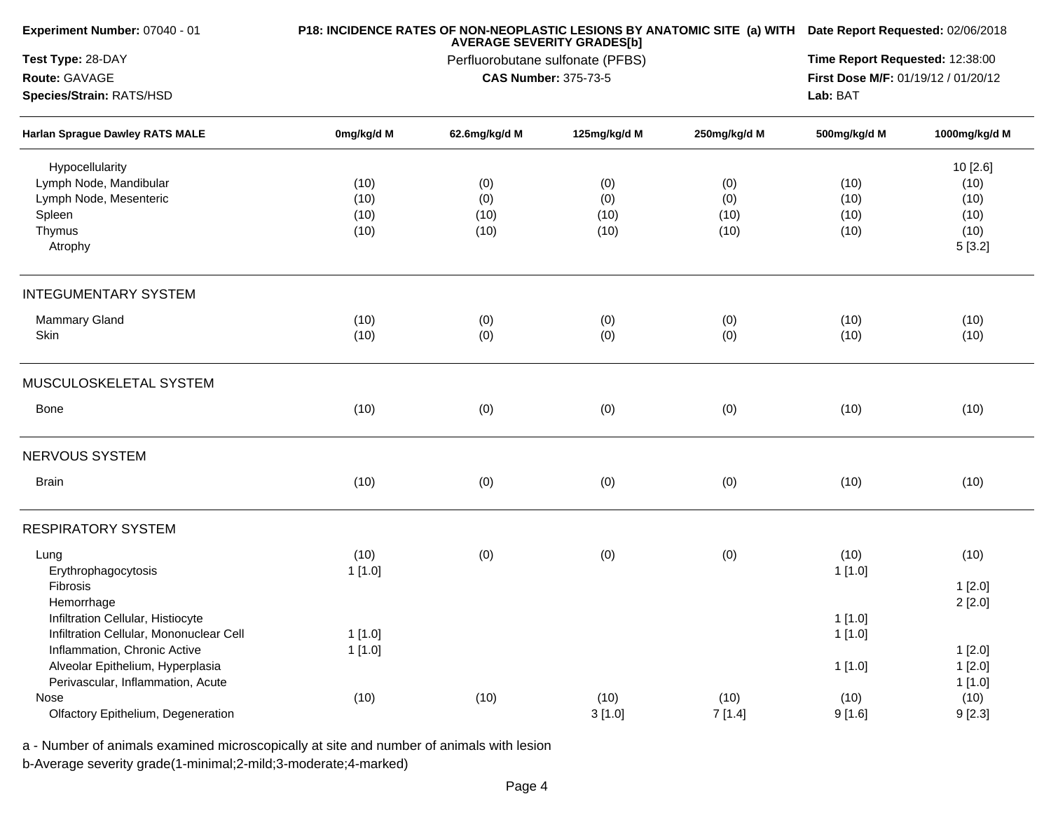**Experiment Number:** 07040 - 01

**Test Type:** 28-DAY

**Route:** GAVAGE

**Species/Strain:** RATS/HSD

**P18: INCIDENCE RATES OF NON-NEOPLASTIC LESIONS BY ANATOMIC SITE (a) WITH AVERAGE SEVERITY GRADES[b]**

Perfluorobutane sulfonate (PFBS)

**CAS Number:** 375-73-5

**Date Report Requested:** 02/06/2018

**Time Report Requested:** 12:38:00

**First Dose M/F:** 01/19/12 / 01/20/12

**Lab:** BAT

| Harlan Sprague Dawley RATS MALE | 0mg/kg/d M | 62.6mg/kg/d M | 125mg/kg/d M | 250mg/kg/d M | 500mg/kg/d M | 1000mg/kg/d M |
|---|---|---|---|---|---|---|
| Hypocellularity | | | | | | 10 [2.6] |
| Lymph Node, Mandibular | (10) | (0) | (0) | (0) | (10) | (10) |
| Lymph Node, Mesenteric | (10) | (0) | (0) | (0) | (10) | (10) |
| Spleen | (10) | (10) | (10) | (10) | (10) | (10) |
| Thymus | (10) | (10) | (10) | (10) | (10) | (10) |
| Atrophy | | | | | | 5 [3.2] |
| **INTEGUMENTARY SYSTEM** | | | | | | |
| Mammary Gland | (10) | (0) | (0) | (0) | (10) | (10) |
| Skin | (10) | (0) | (0) | (0) | (10) | (10) |
| **MUSCULOSKELETAL SYSTEM** | | | | | | |
| Bone | (10) | (0) | (0) | (0) | (10) | (10) |
| **NERVOUS SYSTEM** | | | | | | |
| Brain | (10) | (0) | (0) | (0) | (10) | (10) |
| **RESPIRATORY SYSTEM** | | | | | | |
| Lung | (10) | (0) | (0) | (0) | (10) | (10) |
| Erythrophagocytosis | 1 [1.0] | | | | 1 [1.0] | |
| Fibrosis | | | | | | 1 [2.0] |
| Hemorrhage | | | | | | 2 [2.0] |
| Infiltration Cellular, Histiocyte | | | | | 1 [1.0] | |
| Infiltration Cellular, Mononuclear Cell | 1 [1.0] | | | | 1 [1.0] | |
| Inflammation, Chronic Active | 1 [1.0] | | | | | 1 [2.0] |
| Alveolar Epithelium, Hyperplasia | | | | | 1 [1.0] | 1 [2.0] |
| Perivascular, Inflammation, Acute | | | | | | 1 [1.0] |
| Nose | (10) | (10) | (10) | (10) | (10) | (10) |
| Olfactory Epithelium, Degeneration | | | 3 [1.0] | 7 [1.4] | 9 [1.6] | 9 [2.3] |

a - Number of animals examined microscopically at site and number of animals with lesion

b-Average severity grade(1-minimal;2-mild;3-moderate;4-marked)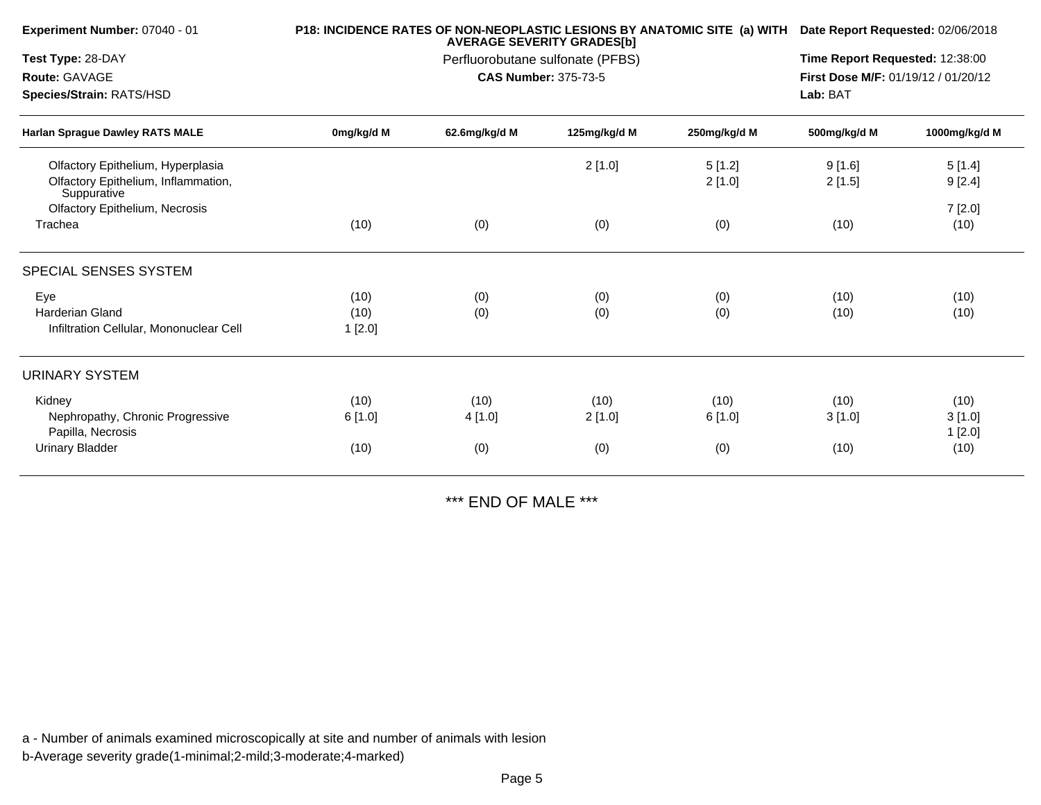**Experiment Number:** 07040 - 01

**Test Type:** 28-DAY

**Route:** GAVAGE

**Species/Strain:** RATS/HSD

**P18: INCIDENCE RATES OF NON-NEOPLASTIC LESIONS BY ANATOMIC SITE (a) WITH AVERAGE SEVERITY GRADES[b]**

Perfluorobutane sulfonate (PFBS)

**CAS Number:** 375-73-5

**Date Report Requested:** 02/06/2018

**Time Report Requested:** 12:38:00

**First Dose M/F:** 01/19/12 / 01/20/12

**Lab:** BAT

| Harlan Sprague Dawley RATS MALE | 0mg/kg/d M | 62.6mg/kg/d M | 125mg/kg/d M | 250mg/kg/d M | 500mg/kg/d M | 1000mg/kg/d M |
|---|---|---|---|---|---|---|
| Olfactory Epithelium, Hyperplasia | | | 2 [1.0] | 5 [1.2] | 9 [1.6] | 5 [1.4] |
| Olfactory Epithelium, Inflammation, Suppurative | | | | 2 [1.0] | 2 [1.5] | 9 [2.4] |
| Olfactory Epithelium, Necrosis | | | | | | 7 [2.0] |
| Trachea | (10) | (0) | (0) | (0) | (10) | (10) |
| **SPECIAL SENSES SYSTEM** | | | | | | |
| Eye | (10) | (0) | (0) | (0) | (10) | (10) |
| Harderian Gland | (10) | (0) | (0) | (0) | (10) | (10) |
| Infiltration Cellular, Mononuclear Cell | 1 [2.0] | | | | | |
| **URINARY SYSTEM** | | | | | | |
| Kidney | (10) | (10) | (10) | (10) | (10) | (10) |
| Nephropathy, Chronic Progressive | 6 [1.0] | 4 [1.0] | 2 [1.0] | 6 [1.0] | 3 [1.0] | 3 [1.0] |
| Papilla, Necrosis | | | | | | 1 [2.0] |
| Urinary Bladder | (10) | (0) | (0) | (0) | (10) | (10) |

*** END OF MALE ***

a - Number of animals examined microscopically at site and number of animals with lesion

b-Average severity grade(1-minimal;2-mild;3-moderate;4-marked)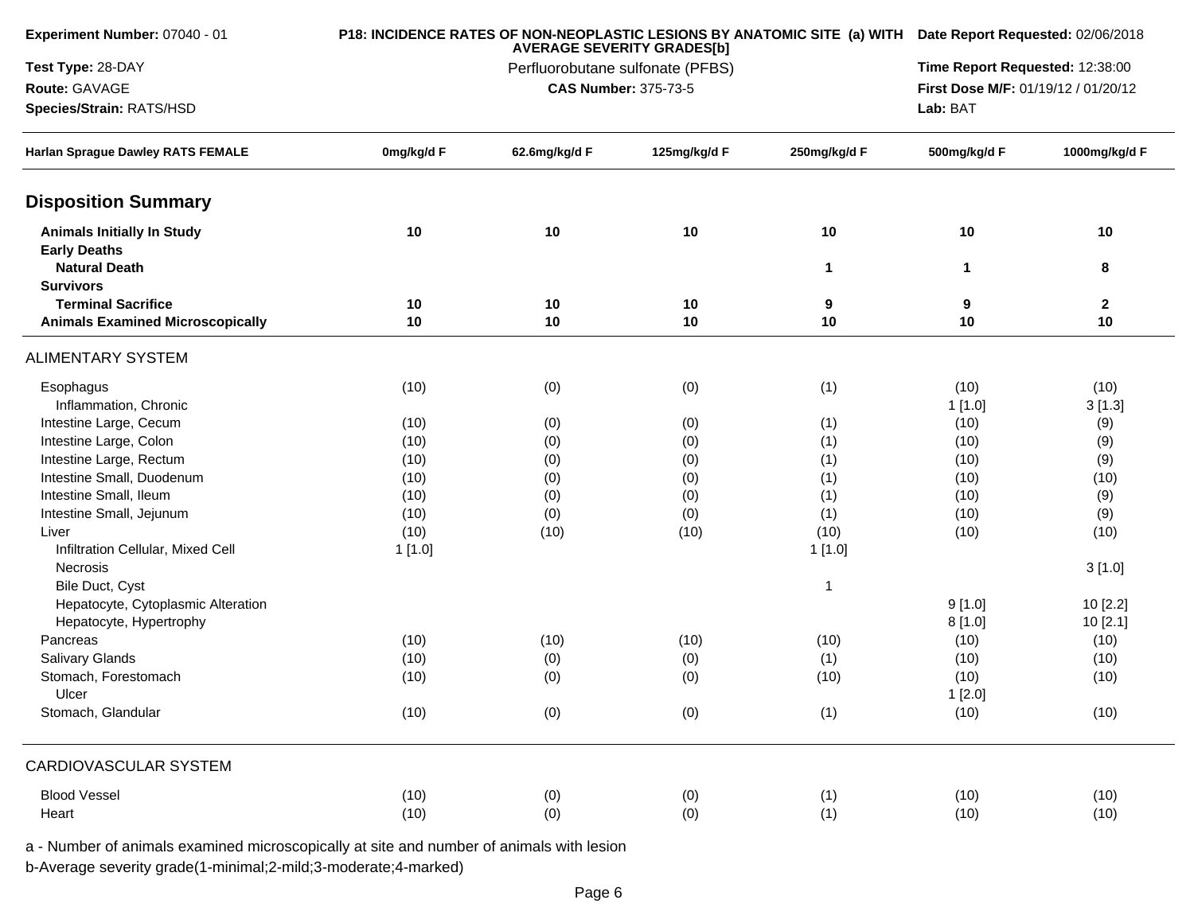**Experiment Number:** 07040 - 01

**Test Type:** 28-DAY

**Route:** GAVAGE

**Species/Strain:** RATS/HSD

**P18: INCIDENCE RATES OF NON-NEOPLASTIC LESIONS BY ANATOMIC SITE (a) WITH AVERAGE SEVERITY GRADES[b]**

Perfluorobutane sulfonate (PFBS)

**CAS Number:** 375-73-5

**Date Report Requested:** 02/06/2018

**Time Report Requested:** 12:38:00

**First Dose M/F:** 01/19/12 / 01/20/12

**Lab:** BAT

| Harlan Sprague Dawley RATS FEMALE | 0mg/kg/d F | 62.6mg/kg/d F | 125mg/kg/d F | 250mg/kg/d F | 500mg/kg/d F | 1000mg/kg/d F |
|---|---|---|---|---|---|---|
| **Disposition Summary** | | | | | | |
| **Animals Initially In Study** | **10** | **10** | **10** | **10** | **10** | **10** |
| **Early Deaths** | | | | | | |
| **Natural Death** | | | | **1** | **1** | **8** |
| **Survivors** | | | | | | |
| **Terminal Sacrifice** | **10** | **10** | **10** | **9** | **9** | **2** |
| **Animals Examined Microscopically** | **10** | **10** | **10** | **10** | **10** | **10** |
| ALIMENTARY SYSTEM | | | | | | |
| Esophagus | (10) | (0) | (0) | (1) | (10) | (10) |
| Inflammation, Chronic | | | | | 1 [1.0] | 3 [1.3] |
| Intestine Large, Cecum | (10) | (0) | (0) | (1) | (10) | (9) |
| Intestine Large, Colon | (10) | (0) | (0) | (1) | (10) | (9) |
| Intestine Large, Rectum | (10) | (0) | (0) | (1) | (10) | (9) |
| Intestine Small, Duodenum | (10) | (0) | (0) | (1) | (10) | (10) |
| Intestine Small, Ileum | (10) | (0) | (0) | (1) | (10) | (9) |
| Intestine Small, Jejunum | (10) | (0) | (0) | (1) | (10) | (9) |
| Liver | (10) | (10) | (10) | (10) | (10) | (10) |
| Infiltration Cellular, Mixed Cell | 1 [1.0] | | | 1 [1.0] | | |
| Necrosis | | | | | | 3 [1.0] |
| Bile Duct, Cyst | | | | 1 | | |
| Hepatocyte, Cytoplasmic Alteration | | | | | 9 [1.0] | 10 [2.2] |
| Hepatocyte, Hypertrophy | | | | | 8 [1.0] | 10 [2.1] |
| Pancreas | (10) | (10) | (10) | (10) | (10) | (10) |
| Salivary Glands | (10) | (0) | (0) | (1) | (10) | (10) |
| Stomach, Forestomach | (10) | (0) | (0) | (10) | (10) | (10) |
| Ulcer | | | | | 1 [2.0] | |
| Stomach, Glandular | (10) | (0) | (0) | (1) | (10) | (10) |
| CARDIOVASCULAR SYSTEM | | | | | | |
| Blood Vessel | (10) | (0) | (0) | (1) | (10) | (10) |
| Heart | (10) | (0) | (0) | (1) | (10) | (10) |

a - Number of animals examined microscopically at site and number of animals with lesion

b-Average severity grade(1-minimal;2-mild;3-moderate;4-marked)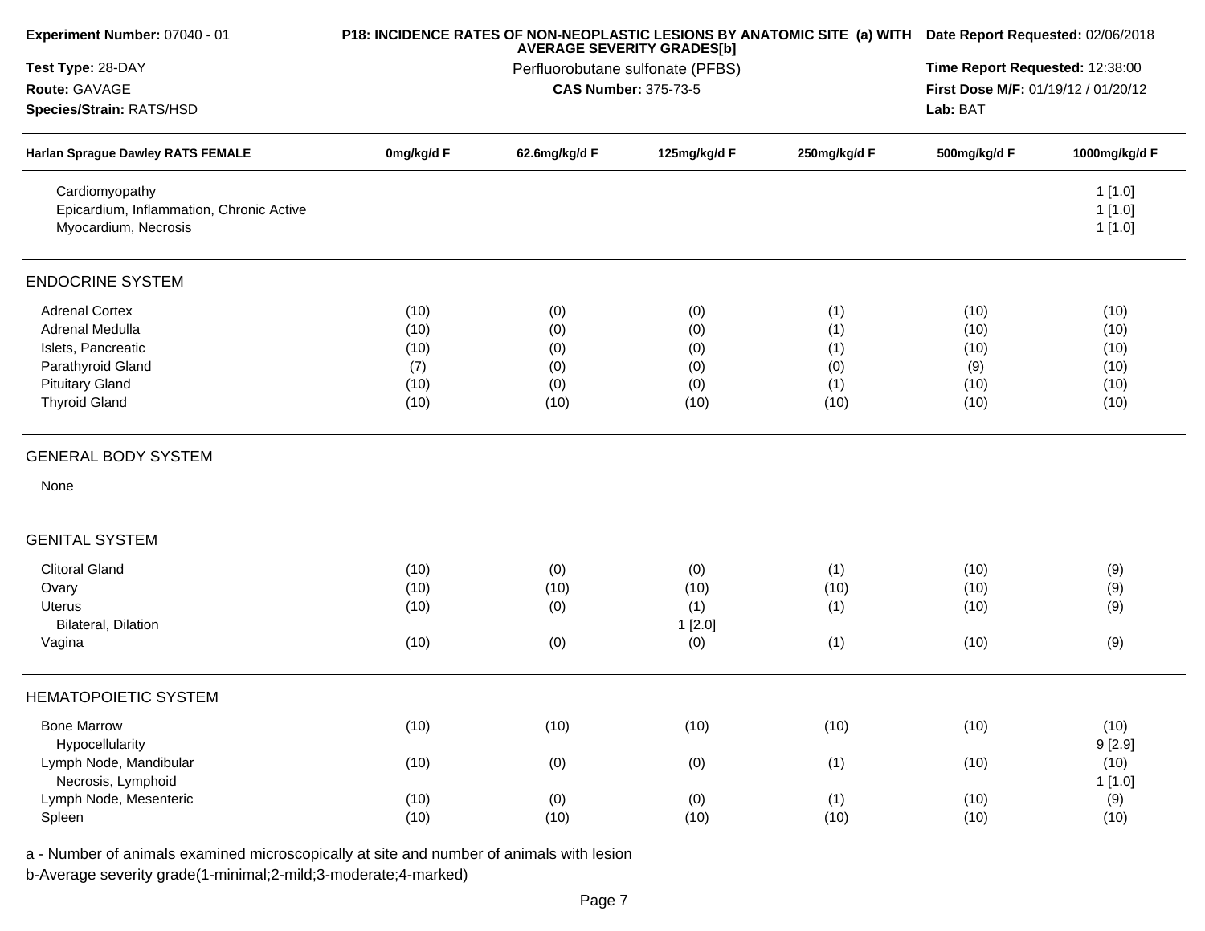**Experiment Number:** 07040 - 01
**Test Type:** 28-DAY
**Route:** GAVAGE
**Species/Strain:** RATS/HSD

**P18: INCIDENCE RATES OF NON-NEOPLASTIC LESIONS BY ANATOMIC SITE (a) WITH AVERAGE SEVERITY GRADES[b]**
Perfluorobutane sulfonate (PFBS)
**CAS Number:** 375-73-5

**Date Report Requested:** 02/06/2018
**Time Report Requested:** 12:38:00
**First Dose M/F:** 01/19/12 / 01/20/12
**Lab:** BAT

| Harlan Sprague Dawley RATS FEMALE | 0mg/kg/d F | 62.6mg/kg/d F | 125mg/kg/d F | 250mg/kg/d F | 500mg/kg/d F | 1000mg/kg/d F |
|---|---|---|---|---|---|---|
| Cardiomyopathy | | | | | | 1 [1.0] |
| Epicardium, Inflammation, Chronic Active | | | | | | 1 [1.0] |
| Myocardium, Necrosis | | | | | | 1 [1.0] |
| **ENDOCRINE SYSTEM** | | | | | | |
| Adrenal Cortex | (10) | (0) | (0) | (1) | (10) | (10) |
| Adrenal Medulla | (10) | (0) | (0) | (1) | (10) | (10) |
| Islets, Pancreatic | (10) | (0) | (0) | (1) | (10) | (10) |
| Parathyroid Gland | (7) | (0) | (0) | (0) | (9) | (10) |
| Pituitary Gland | (10) | (0) | (0) | (1) | (10) | (10) |
| Thyroid Gland | (10) | (10) | (10) | (10) | (10) | (10) |
| **GENERAL BODY SYSTEM** | | | | | | |
| None | | | | | | |
| **GENITAL SYSTEM** | | | | | | |
| Clitoral Gland | (10) | (0) | (0) | (1) | (10) | (9) |
| Ovary | (10) | (10) | (10) | (10) | (10) | (9) |
| Uterus | (10) | (0) | (1) | (1) | (10) | (9) |
| Bilateral, Dilation | | | 1 [2.0] | | | |
| Vagina | (10) | (0) | (0) | (1) | (10) | (9) |
| **HEMATOPOIETIC SYSTEM** | | | | | | |
| Bone Marrow | (10) | (10) | (10) | (10) | (10) | (10) |
| Hypocellularity | | | | | | 9 [2.9] |
| Lymph Node, Mandibular | (10) | (0) | (0) | (1) | (10) | (10) |
| Necrosis, Lymphoid | | | | | | 1 [1.0] |
| Lymph Node, Mesenteric | (10) | (0) | (0) | (1) | (10) | (9) |
| Spleen | (10) | (10) | (10) | (10) | (10) | (10) |

a - Number of animals examined microscopically at site and number of animals with lesion
b-Average severity grade(1-minimal;2-mild;3-moderate;4-marked)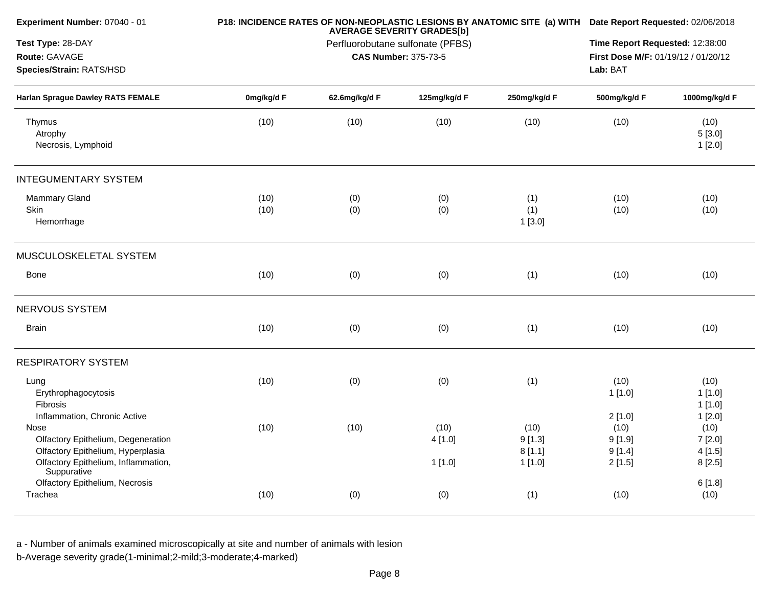**Experiment Number:** 07040 - 01
**Test Type:** 28-DAY
**Route:** GAVAGE
**Species/Strain:** RATS/HSD

**P18: INCIDENCE RATES OF NON-NEOPLASTIC LESIONS BY ANATOMIC SITE (a) WITH AVERAGE SEVERITY GRADES[b]**
Perfluorobutane sulfonate (PFBS)
**CAS Number:** 375-73-5

**Date Report Requested:** 02/06/2018
**Time Report Requested:** 12:38:00
**First Dose M/F:** 01/19/12 / 01/20/12
**Lab:** BAT

| Harlan Sprague Dawley RATS FEMALE | 0mg/kg/d F | 62.6mg/kg/d F | 125mg/kg/d F | 250mg/kg/d F | 500mg/kg/d F | 1000mg/kg/d F |
|---|---|---|---|---|---|---|
| Thymus | (10) | (10) | (10) | (10) | (10) | (10) |
| Atrophy | | | | | | 5 [3.0] |
| Necrosis, Lymphoid | | | | | | 1 [2.0] |
| **INTEGUMENTARY SYSTEM** | | | | | | |
| Mammary Gland | (10) | (0) | (0) | (1) | (10) | (10) |
| Skin | (10) | (0) | (0) | (1) | (10) | (10) |
| Hemorrhage | | | | 1 [3.0] | | |
| **MUSCULOSKELETAL SYSTEM** | | | | | | |
| Bone | (10) | (0) | (0) | (1) | (10) | (10) |
| **NERVOUS SYSTEM** | | | | | | |
| Brain | (10) | (0) | (0) | (1) | (10) | (10) |
| **RESPIRATORY SYSTEM** | | | | | | |
| Lung | (10) | (0) | (0) | (1) | (10) | (10) |
| Erythrophagocytosis | | | | | 1 [1.0] | 1 [1.0] |
| Fibrosis | | | | | | 1 [1.0] |
| Inflammation, Chronic Active | | | | | 2 [1.0] | 1 [2.0] |
| Nose | (10) | (10) | (10) | (10) | (10) | (10) |
| Olfactory Epithelium, Degeneration | | | 4 [1.0] | 9 [1.3] | 9 [1.9] | 7 [2.0] |
| Olfactory Epithelium, Hyperplasia | | | | 8 [1.1] | 9 [1.4] | 4 [1.5] |
| Olfactory Epithelium, Inflammation, Suppurative | | | 1 [1.0] | 1 [1.0] | 2 [1.5] | 8 [2.5] |
| Olfactory Epithelium, Necrosis | | | | | | 6 [1.8] |
| Trachea | (10) | (0) | (0) | (1) | (10) | (10) |

a - Number of animals examined microscopically at site and number of animals with lesion
b-Average severity grade(1-minimal;2-mild;3-moderate;4-marked)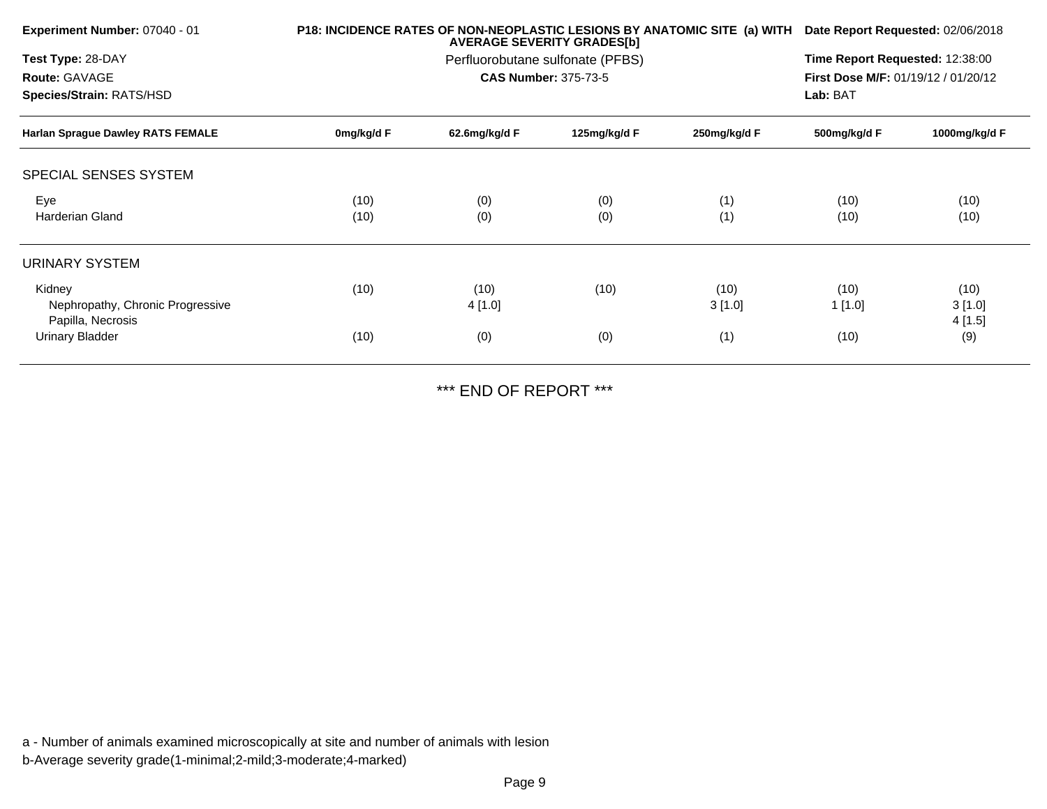**Experiment Number:** 07040 - 01

**Test Type:** 28-DAY

**Route:** GAVAGE

**Species/Strain:** RATS/HSD

**P18: INCIDENCE RATES OF NON-NEOPLASTIC LESIONS BY ANATOMIC SITE (a) WITH AVERAGE SEVERITY GRADES[b]**

Perfluorobutane sulfonate (PFBS)

**CAS Number:** 375-73-5

**Date Report Requested:** 02/06/2018

**Time Report Requested:** 12:38:00

**First Dose M/F:** 01/19/12 / 01/20/12

**Lab:** BAT

| Harlan Sprague Dawley RATS FEMALE | 0mg/kg/d F | 62.6mg/kg/d F | 125mg/kg/d F | 250mg/kg/d F | 500mg/kg/d F | 1000mg/kg/d F |
|---|---|---|---|---|---|---|
| SPECIAL SENSES SYSTEM | | | | | | |
| Eye | (10) | (0) | (0) | (1) | (10) | (10) |
| Harderian Gland | (10) | (0) | (0) | (1) | (10) | (10) |
| URINARY SYSTEM | | | | | | |
| Kidney | (10) | (10) | (10) | (10) | (10) | (10) |
| Nephropathy, Chronic Progressive | | 4 [1.0] | | 3 [1.0] | 1 [1.0] | 3 [1.0] |
| Papilla, Necrosis | | | | | | 4 [1.5] |
| Urinary Bladder | (10) | (0) | (0) | (1) | (10) | (9) |

*** END OF REPORT ***

a - Number of animals examined microscopically at site and number of animals with lesion

b-Average severity grade(1-minimal;2-mild;3-moderate;4-marked)